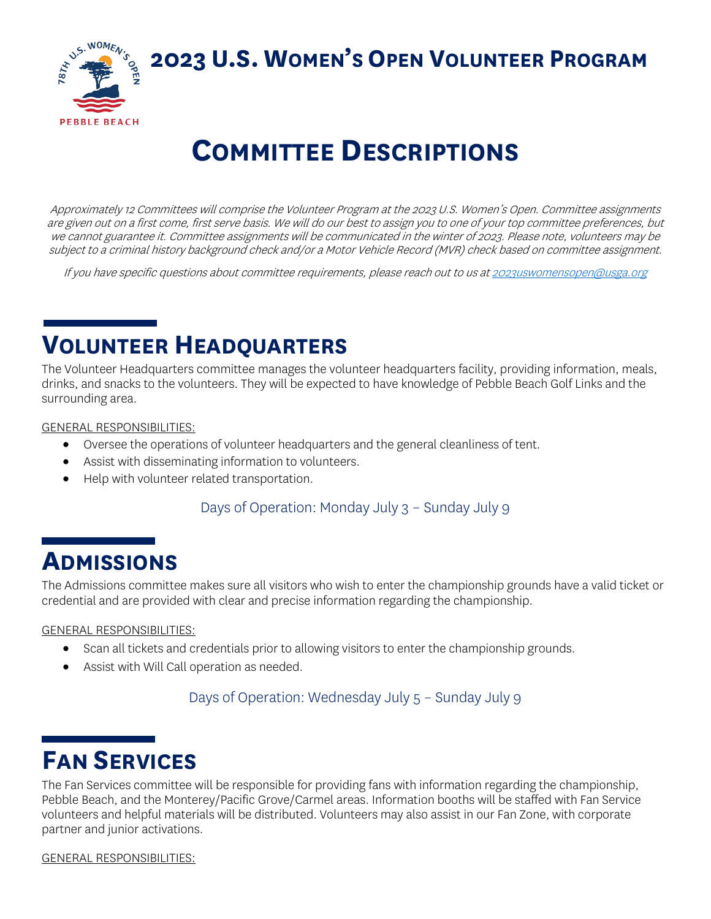# 2023 U.S. Women's Open Volunteer Program

# Committee Descriptions

*Approximately 12 Committees will comprise the Volunteer Program at the 2023 U.S. Women's Open. Committee assignments are given out on a first come, first serve basis. We will do our best to assign you to one of your top committee preferences, but we cannot guarantee it. Committee assignments will be communicated in the winter of 2023. Please note, volunteers may be subject to a criminal history background check and/or a Motor Vehicle Record (MVR) check based on committee assignment.*

*If you have specific questions about committee requirements, please reach out to us at [2023uswomensopen@usga.org](mailto:2023uswomensopen@usga.org)*

## Volunteer Headquarters

The Volunteer Headquarters committee manages the volunteer headquarters facility, providing information, meals, drinks, and snacks to the volunteers. They will be expected to have knowledge of Pebble Beach Golf Links and the surrounding area.

GENERAL RESPONSIBILITIES:

- Oversee the operations of volunteer headquarters and the general cleanliness of tent.
- Assist with disseminating information to volunteers.
- Help with volunteer related transportation.

Days of Operation: Monday July 3 – Sunday July 9

## Admissions

The Admissions committee makes sure all visitors who wish to enter the championship grounds have a valid ticket or credential and are provided with clear and precise information regarding the championship.

GENERAL RESPONSIBILITIES:

- Scan all tickets and credentials prior to allowing visitors to enter the championship grounds.
- Assist with Will Call operation as needed.

Days of Operation: Wednesday July 5 – Sunday July 9

## Fan Services

The Fan Services committee will be responsible for providing fans with information regarding the championship, Pebble Beach, and the Monterey/Pacific Grove/Carmel areas. Information booths will be staffed with Fan Service volunteers and helpful materials will be distributed. Volunteers may also assist in our Fan Zone, with corporate partner and junior activations.

GENERAL RESPONSIBILITIES: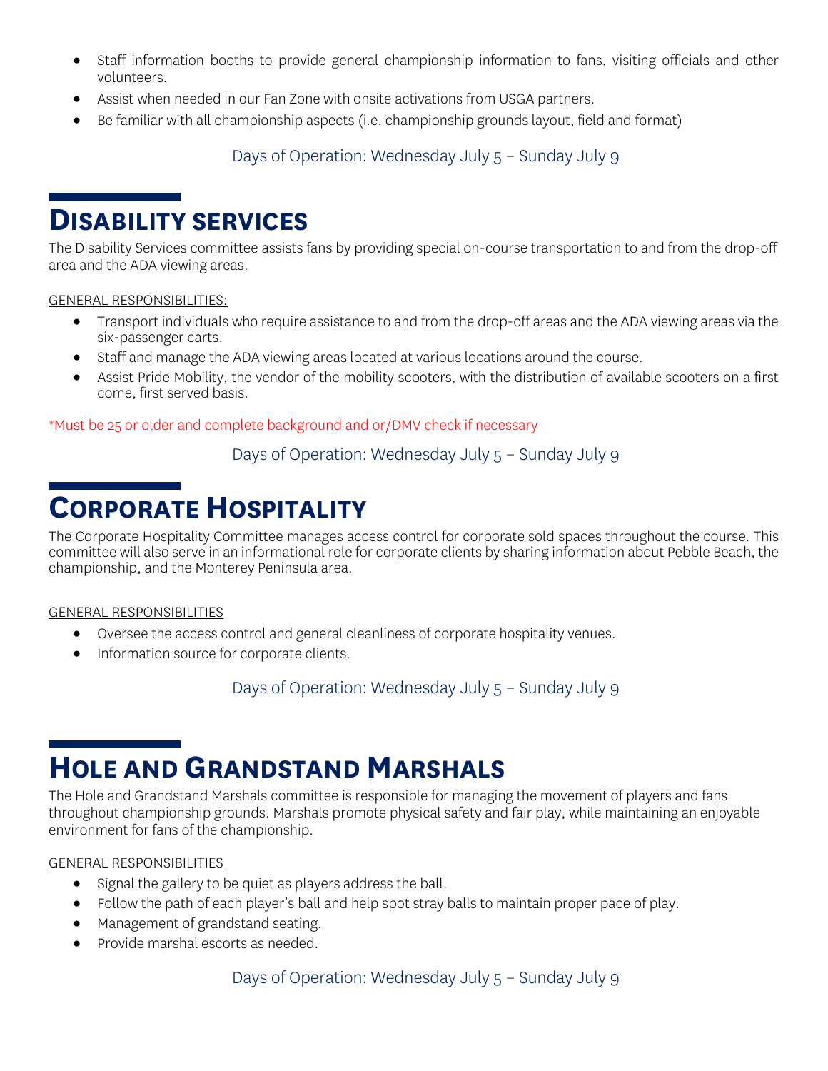- Staff information booths to provide general championship information to fans, visiting officials and other volunteers.
- Assist when needed in our Fan Zone with onsite activations from USGA partners.
- Be familiar with all championship aspects (i.e. championship grounds layout, field and format)

Days of Operation: Wednesday July 5 – Sunday July 9

## Disability services

The Disability Services committee assists fans by providing special on-course transportation to and from the drop-off area and the ADA viewing areas.

GENERAL RESPONSIBILITIES:

- Transport individuals who require assistance to and from the drop-off areas and the ADA viewing areas via the six-passenger carts.
- Staff and manage the ADA viewing areas located at various locations around the course.
- Assist Pride Mobility, the vendor of the mobility scooters, with the distribution of available scooters on a first come, first served basis.

*Must be 25 or older and complete background and or/DMV check if necessary

Days of Operation: Wednesday July 5 – Sunday July 9

## Corporate Hospitality

The Corporate Hospitality Committee manages access control for corporate sold spaces throughout the course. This committee will also serve in an informational role for corporate clients by sharing information about Pebble Beach, the championship, and the Monterey Peninsula area.

GENERAL RESPONSIBILITIES

- Oversee the access control and general cleanliness of corporate hospitality venues.
- Information source for corporate clients.

Days of Operation: Wednesday July 5 – Sunday July 9

## Hole and Grandstand Marshals

The Hole and Grandstand Marshals committee is responsible for managing the movement of players and fans throughout championship grounds. Marshals promote physical safety and fair play, while maintaining an enjoyable environment for fans of the championship.

GENERAL RESPONSIBILITIES

- Signal the gallery to be quiet as players address the ball.
- Follow the path of each player's ball and help spot stray balls to maintain proper pace of play.
- Management of grandstand seating.
- Provide marshal escorts as needed.

Days of Operation: Wednesday July 5 – Sunday July 9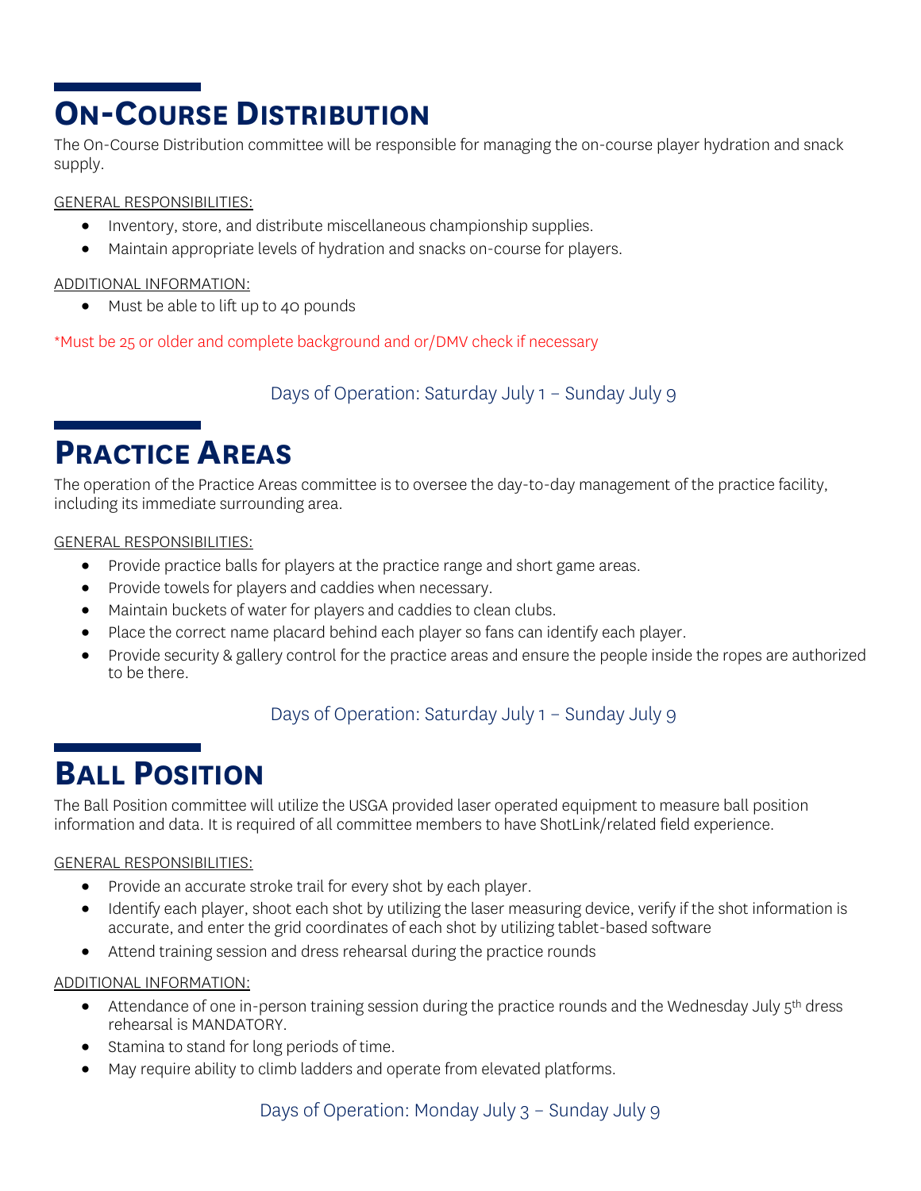## On-Course Distribution

The On-Course Distribution committee will be responsible for managing the on-course player hydration and snack supply.

GENERAL RESPONSIBILITIES:

- Inventory, store, and distribute miscellaneous championship supplies.
- Maintain appropriate levels of hydration and snacks on-course for players.

ADDITIONAL INFORMATION:

- Must be able to lift up to 40 pounds

*Must be 25 or older and complete background and or/DMV check if necessary

Days of Operation: Saturday July 1 – Sunday July 9

## Practice Areas

The operation of the Practice Areas committee is to oversee the day-to-day management of the practice facility, including its immediate surrounding area.

GENERAL RESPONSIBILITIES:

- Provide practice balls for players at the practice range and short game areas.
- Provide towels for players and caddies when necessary.
- Maintain buckets of water for players and caddies to clean clubs.
- Place the correct name placard behind each player so fans can identify each player.
- Provide security & gallery control for the practice areas and ensure the people inside the ropes are authorized to be there.

Days of Operation: Saturday July 1 – Sunday July 9

## Ball Position

The Ball Position committee will utilize the USGA provided laser operated equipment to measure ball position information and data. It is required of all committee members to have ShotLink/related field experience.

GENERAL RESPONSIBILITIES:

- Provide an accurate stroke trail for every shot by each player.
- Identify each player, shoot each shot by utilizing the laser measuring device, verify if the shot information is accurate, and enter the grid coordinates of each shot by utilizing tablet-based software
- Attend training session and dress rehearsal during the practice rounds

ADDITIONAL INFORMATION:

- Attendance of one in-person training session during the practice rounds and the Wednesday July 5th dress rehearsal is MANDATORY.
- Stamina to stand for long periods of time.
- May require ability to climb ladders and operate from elevated platforms.

Days of Operation: Monday July 3 – Sunday July 9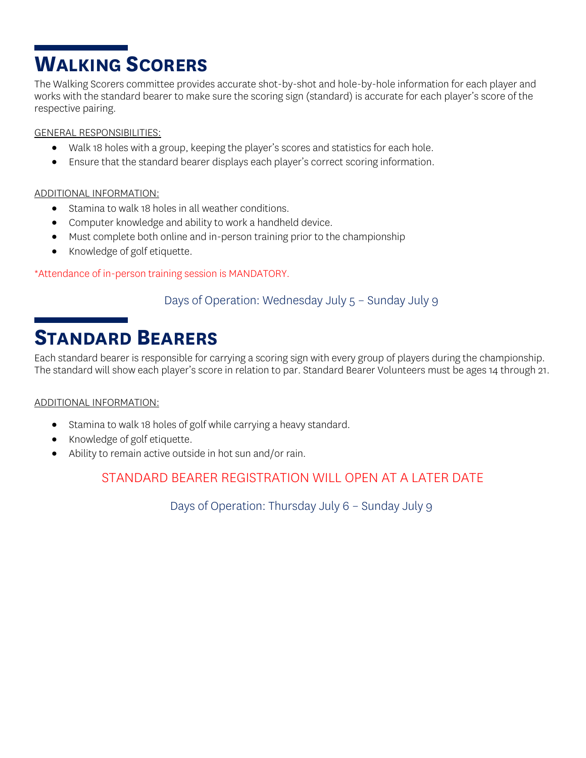## Walking Scorers

The Walking Scorers committee provides accurate shot-by-shot and hole-by-hole information for each player and works with the standard bearer to make sure the scoring sign (standard) is accurate for each player's score of the respective pairing.

GENERAL RESPONSIBILITIES:

- Walk 18 holes with a group, keeping the player's scores and statistics for each hole.
- Ensure that the standard bearer displays each player's correct scoring information.

ADDITIONAL INFORMATION:

- Stamina to walk 18 holes in all weather conditions.
- Computer knowledge and ability to work a handheld device.
- Must complete both online and in-person training prior to the championship
- Knowledge of golf etiquette.

*Attendance of in-person training session is MANDATORY.

Days of Operation: Wednesday July 5 – Sunday July 9

## Standard Bearers

Each standard bearer is responsible for carrying a scoring sign with every group of players during the championship. The standard will show each player's score in relation to par. Standard Bearer Volunteers must be ages 14 through 21.

ADDITIONAL INFORMATION:

- Stamina to walk 18 holes of golf while carrying a heavy standard.
- Knowledge of golf etiquette.
- Ability to remain active outside in hot sun and/or rain.

STANDARD BEARER REGISTRATION WILL OPEN AT A LATER DATE

Days of Operation: Thursday July 6 – Sunday July 9